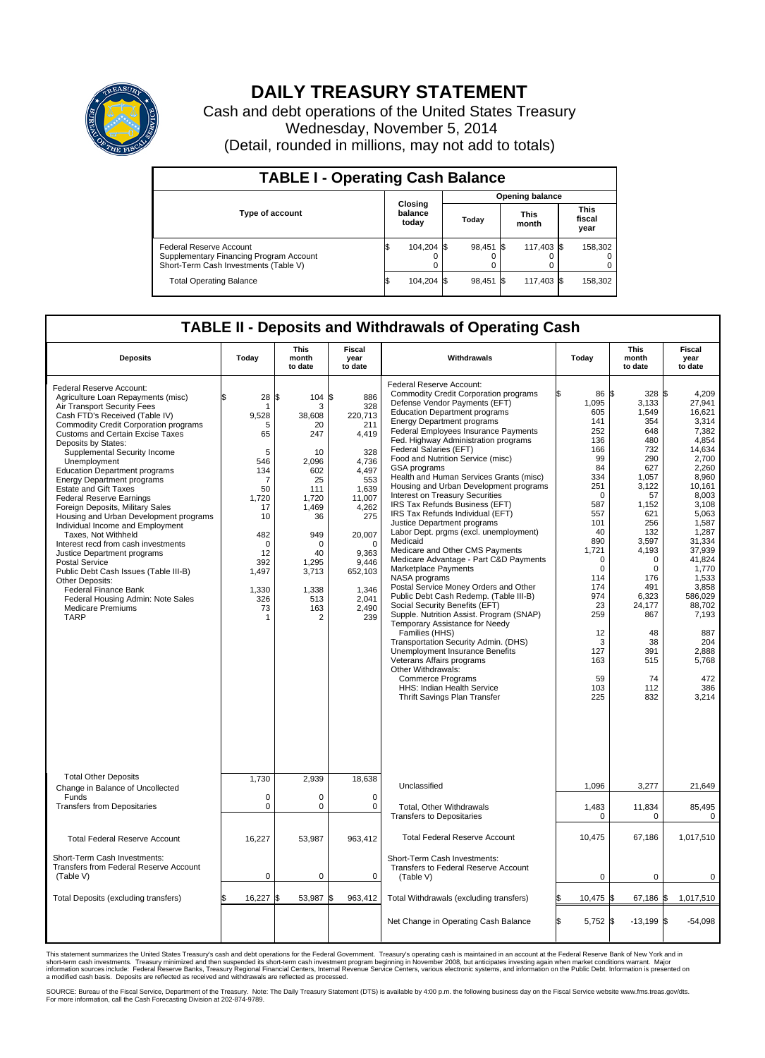# DAILY TREASURY STATEMENT

Cash and debt operations of the United States Treasury

Wednesday, November 5, 2014

(Detail, rounded in millions, may not add to totals)

## TABLE I - Operating Cash Balance

| Type of account | Closing balance today | Opening balance Today | Opening balance This month | Opening balance This fiscal year |
|---|---|---|---|---|
| Federal Reserve Account | $ 104,204 | $ 98,451 | $ 117,403 | $ 158,302 |
| Supplementary Financing Program Account | 0 | 0 | 0 | 0 |
| Short-Term Cash Investments (Table V) | 0 | 0 | 0 | 0 |
| Total Operating Balance | $ 104,204 | $ 98,451 | $ 117,403 | $ 158,302 |

## TABLE II - Deposits and Withdrawals of Operating Cash

| Deposits | Today | This month to date | Fiscal year to date |
|---|---|---|---|
| Federal Reserve Account: | | | |
| Agriculture Loan Repayments (misc) | $ 28 | $ 104 | $ 886 |
| Air Transport Security Fees | 1 | 3 | 328 |
| Cash FTD's Received (Table IV) | 9,528 | 38,608 | 220,713 |
| Commodity Credit Corporation programs | 5 | 20 | 211 |
| Customs and Certain Excise Taxes | 65 | 247 | 4,419 |
| Deposits by States: | | | |
| Supplemental Security Income | 5 | 10 | 328 |
| Unemployment | 546 | 2,096 | 4,736 |
| Education Department programs | 134 | 602 | 4,497 |
| Energy Department programs | 7 | 25 | 553 |
| Estate and Gift Taxes | 50 | 111 | 1,639 |
| Federal Reserve Earnings | 1,720 | 1,720 | 11,007 |
| Foreign Deposits, Military Sales | 17 | 1,469 | 4,262 |
| Housing and Urban Development programs | 10 | 36 | 275 |
| Individual Income and Employment Taxes, Not Withheld | 482 | 949 | 20,007 |
| Interest recd from cash investments | 0 | 0 | 0 |
| Justice Department programs | 12 | 40 | 9,363 |
| Postal Service | 392 | 1,295 | 9,446 |
| Public Debt Cash Issues (Table III-B) | 1,497 | 3,713 | 652,103 |
| Other Deposits: | | | |
| Federal Finance Bank | 1,330 | 1,338 | 1,346 |
| Federal Housing Admin: Note Sales | 326 | 513 | 2,041 |
| Medicare Premiums | 73 | 163 | 2,490 |
| TARP | 1 | 2 | 239 |
| Total Other Deposits | 1,730 | 2,939 | 18,638 |
| Change in Balance of Uncollected Funds | 0 | 0 | 0 |
| Transfers from Depositaries | 0 | 0 | 0 |
| Total Federal Reserve Account | 16,227 | 53,987 | 963,412 |
| Short-Term Cash Investments: Transfers from Federal Reserve Account (Table V) | 0 | 0 | 0 |
| Total Deposits (excluding transfers) | $ 16,227 | $ 53,987 | $ 963,412 |

| Withdrawals | Today | This month to date | Fiscal year to date |
|---|---|---|---|
| Federal Reserve Account: | | | |
| Commodity Credit Corporation programs | $ 86 | $ 328 | $ 4,209 |
| Defense Vendor Payments (EFT) | 1,095 | 3,133 | 27,941 |
| Education Department programs | 605 | 1,549 | 16,621 |
| Energy Department programs | 141 | 354 | 3,314 |
| Federal Employees Insurance Payments | 252 | 648 | 7,382 |
| Fed. Highway Administration programs | 136 | 480 | 4,854 |
| Federal Salaries (EFT) | 166 | 732 | 14,634 |
| Food and Nutrition Service (misc) | 99 | 290 | 2,700 |
| GSA programs | 84 | 627 | 2,260 |
| Health and Human Services Grants (misc) | 334 | 1,057 | 8,960 |
| Housing and Urban Development programs | 251 | 3,122 | 10,161 |
| Interest on Treasury Securities | 0 | 57 | 8,003 |
| IRS Tax Refunds Business (EFT) | 587 | 1,152 | 3,108 |
| IRS Tax Refunds Individual (EFT) | 557 | 621 | 5,063 |
| Justice Department programs | 101 | 256 | 1,587 |
| Labor Dept. prgms (excl. unemployment) | 40 | 132 | 1,287 |
| Medicaid | 890 | 3,597 | 31,334 |
| Medicare and Other CMS Payments | 1,721 | 4,193 | 37,939 |
| Medicare Advantage - Part C&D Payments | 0 | 0 | 41,824 |
| Marketplace Payments | 0 | 0 | 1,770 |
| NASA programs | 114 | 176 | 1,533 |
| Postal Service Money Orders and Other | 174 | 491 | 3,858 |
| Public Debt Cash Redemp. (Table III-B) | 974 | 6,323 | 586,029 |
| Social Security Benefits (EFT) | 23 | 24,177 | 88,702 |
| Supple. Nutrition Assist. Program (SNAP) | 259 | 867 | 7,193 |
| Temporary Assistance for Needy Families (HHS) | 12 | 48 | 887 |
| Transportation Security Admin. (DHS) | 3 | 38 | 204 |
| Unemployment Insurance Benefits | 127 | 391 | 2,888 |
| Veterans Affairs programs | 163 | 515 | 5,768 |
| Other Withdrawals: | | | |
| Commerce Programs | 59 | 74 | 472 |
| HHS: Indian Health Service | 103 | 112 | 386 |
| Thrift Savings Plan Transfer | 225 | 832 | 3,214 |
| Unclassified | 1,096 | 3,277 | 21,649 |
| Total, Other Withdrawals | 1,483 | 11,834 | 85,495 |
| Transfers to Depositaries | 0 | 0 | 0 |
| Total Federal Reserve Account | 10,475 | 67,186 | 1,017,510 |
| Short-Term Cash Investments: Transfers to Federal Reserve Account (Table V) | 0 | 0 | 0 |
| Total Withdrawals (excluding transfers) | $ 10,475 | $ 67,186 | $ 1,017,510 |
| Net Change in Operating Cash Balance | $ 5,752 | $ -13,199 | $ -54,098 |

This statement summarizes the United States Treasury's cash and debt operations for the Federal Government. Treasury's operating cash is maintained in an account at the Federal Reserve Bank of New York and in short-term cash investments. Treasury minimized and then suspended its short-term cash investment program beginning in November 2008, but anticipates investing again when market conditions warrant. Major information sources include: Federal Reserve Banks, Treasury Regional Financial Centers, Internal Revenue Service Centers, various electronic systems, and information on the Public Debt. Information is presented on a modified cash basis. Deposits are reflected as received and withdrawals are reflected as processed.

SOURCE: Bureau of the Fiscal Service, Department of the Treasury. Note: The Daily Treasury Statement (DTS) is available by 4:00 p.m. the following business day on the Fiscal Service website www.fms.treas.gov/dts. For more information, call the Cash Forecasting Division at 202-874-9789.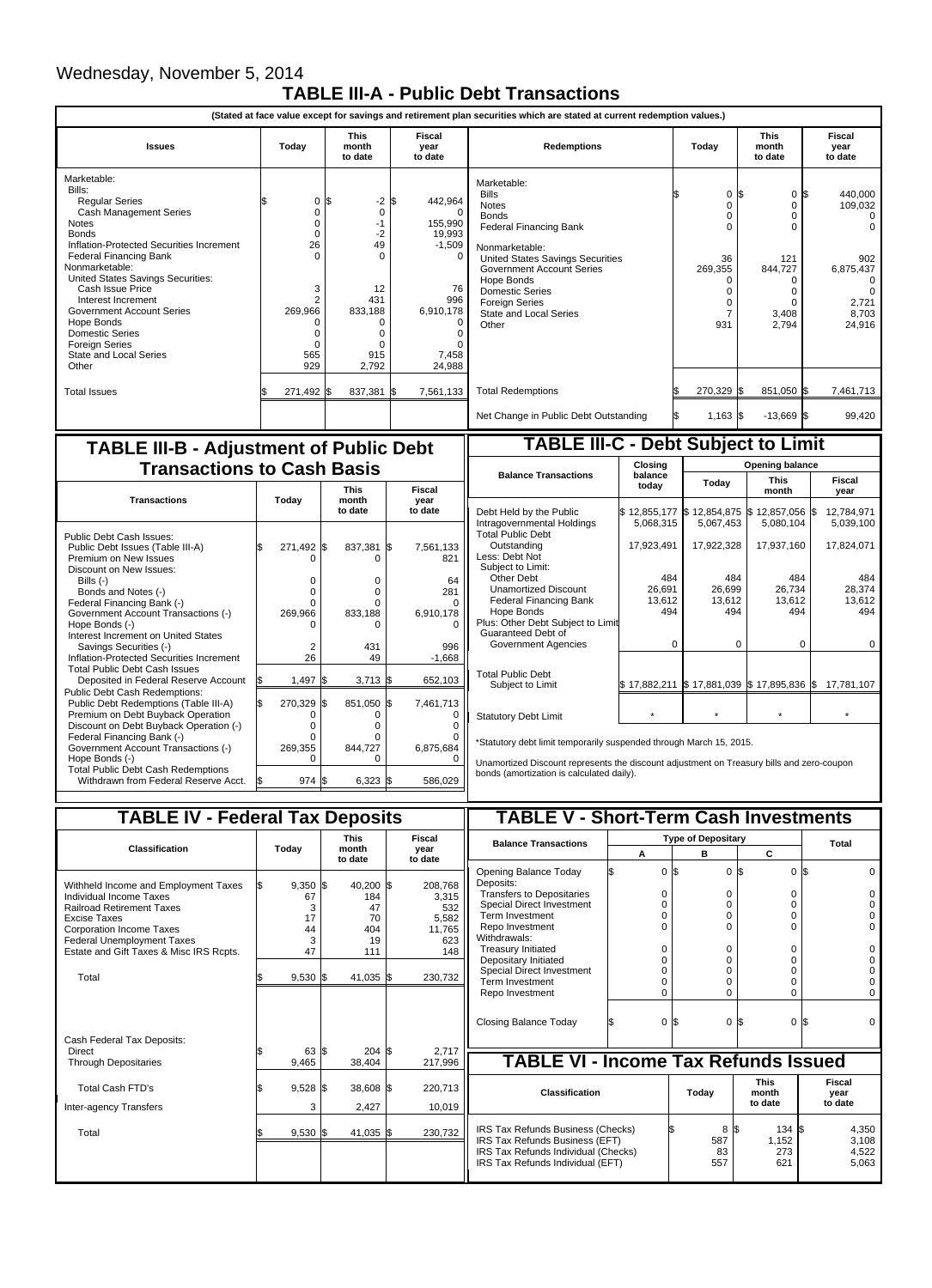Wednesday, November 5, 2014

# TABLE III-A - Public Debt Transactions

(Stated at face value except for savings and retirement plan securities which are stated at current redemption values.)

| Issues | Today | This month to date | Fiscal year to date |
|---|---|---|---|
| Marketable: | | | |
| Bills: | | | |
| Regular Series | $ 0 | $ -2 | $ 442,964 |
| Cash Management Series | 0 | 0 | 0 |
| Notes | 0 | -1 | 155,990 |
| Bonds | 0 | -2 | 19,993 |
| Inflation-Protected Securities Increment | 26 | 49 | -1,509 |
| Federal Financing Bank | 0 | 0 | 0 |
| Nonmarketable: | | | |
| United States Savings Securities: | | | |
| Cash Issue Price | 3 | 12 | 76 |
| Interest Increment | 2 | 431 | 996 |
| Government Account Series | 269,966 | 833,188 | 6,910,178 |
| Hope Bonds | 0 | 0 | 0 |
| Domestic Series | 0 | 0 | 0 |
| Foreign Series | 0 | 0 | 0 |
| State and Local Series | 565 | 915 | 7,458 |
| Other | 929 | 2,792 | 24,988 |
| Total Issues | $ 271,492 | $ 837,381 | $ 7,561,133 |

| Redemptions | Today | This month to date | Fiscal year to date |
|---|---|---|---|
| Marketable: | | | |
| Bills | $ 0 | $ 0 | $ 440,000 |
| Notes | 0 | 0 | 109,032 |
| Bonds | 0 | 0 | 0 |
| Federal Financing Bank | 0 | 0 | 0 |
| Nonmarketable: | | | |
| United States Savings Securities | 36 | 121 | 902 |
| Government Account Series | 269,355 | 844,727 | 6,875,437 |
| Hope Bonds | 0 | 0 | 0 |
| Domestic Series | 0 | 0 | 0 |
| Foreign Series | 0 | 0 | 2,721 |
| State and Local Series | 7 | 3,408 | 8,703 |
| Other | 931 | 2,794 | 24,916 |
| Total Redemptions | $ 270,329 | $ 851,050 | $ 7,461,713 |
| Net Change in Public Debt Outstanding | $ 1,163 | $ -13,669 | $ 99,420 |

# TABLE III-B - Adjustment of Public Debt Transactions to Cash Basis

| Transactions | Today | This month to date | Fiscal year to date |
|---|---|---|---|
| Public Debt Cash Issues: | | | |
| Public Debt Issues (Table III-A) | $ 271,492 | $ 837,381 | $ 7,561,133 |
| Premium on New Issues | 0 | 0 | 821 |
| Discount on New Issues: | | | |
| Bills (-) | 0 | 0 | 64 |
| Bonds and Notes (-) | 0 | 0 | 281 |
| Federal Financing Bank (-) | 0 | 0 | 0 |
| Government Account Transactions (-) | 269,966 | 833,188 | 6,910,178 |
| Hope Bonds (-) | 0 | 0 | 0 |
| Interest Increment on United States Savings Securities (-) | 2 | 431 | 996 |
| Inflation-Protected Securities Increment | 26 | 49 | -1,668 |
| Total Public Debt Cash Issues Deposited in Federal Reserve Account | $ 1,497 | $ 3,713 | $ 652,103 |
| Public Debt Cash Redemptions: | | | |
| Public Debt Redemptions (Table III-A) | $ 270,329 | $ 851,050 | $ 7,461,713 |
| Premium on Debt Buyback Operation | 0 | 0 | 0 |
| Discount on Debt Buyback Operation (-) | 0 | 0 | 0 |
| Federal Financing Bank (-) | 0 | 0 | 0 |
| Government Account Transactions (-) | 269,355 | 844,727 | 6,875,684 |
| Hope Bonds (-) | 0 | 0 | 0 |
| Total Public Debt Cash Redemptions Withdrawn from Federal Reserve Acct. | $ 974 | $ 6,323 | $ 586,029 |

# TABLE III-C - Debt Subject to Limit

| Balance Transactions | Closing balance today | Opening balance Today | Opening balance This month | Opening balance Fiscal year |
|---|---|---|---|---|
| Debt Held by the Public | $ 12,855,177 | $ 12,854,875 | $ 12,857,056 | $ 12,784,971 |
| Intragovernmental Holdings | 5,068,315 | 5,067,453 | 5,080,104 | 5,039,100 |
| Total Public Debt Outstanding | 17,923,491 | 17,922,328 | 17,937,160 | 17,824,071 |
| Less: Debt Not Subject to Limit: | | | | |
| Other Debt | 484 | 484 | 484 | 484 |
| Unamortized Discount | 26,691 | 26,699 | 26,734 | 28,374 |
| Federal Financing Bank | 13,612 | 13,612 | 13,612 | 13,612 |
| Hope Bonds | 494 | 494 | 494 | 494 |
| Plus: Other Debt Subject to Limit | | | | |
| Guaranteed Debt of Government Agencies | 0 | 0 | 0 | 0 |
| Total Public Debt Subject to Limit | $ 17,882,211 | $ 17,881,039 | $ 17,895,836 | $ 17,781,107 |
| Statutory Debt Limit | * | * | * | * |

*Statutory debt limit temporarily suspended through March 15, 2015.

Unamortized Discount represents the discount adjustment on Treasury bills and zero-coupon bonds (amortization is calculated daily).

# TABLE IV - Federal Tax Deposits

| Classification | Today | This month to date | Fiscal year to date |
|---|---|---|---|
| Withheld Income and Employment Taxes | $ 9,350 | $ 40,200 | $ 208,768 |
| Individual Income Taxes | 67 | 184 | 3,315 |
| Railroad Retirement Taxes | 3 | 47 | 532 |
| Excise Taxes | 17 | 70 | 5,582 |
| Corporation Income Taxes | 44 | 404 | 11,765 |
| Federal Unemployment Taxes | 3 | 19 | 623 |
| Estate and Gift Taxes & Misc IRS Rcpts. | 47 | 111 | 148 |
| Total | $ 9,530 | $ 41,035 | $ 230,732 |
| Cash Federal Tax Deposits: | | | |
| Direct | $ 63 | $ 204 | $ 2,717 |
| Through Depositaries | 9,465 | 38,404 | 217,996 |
| Total Cash FTD's | $ 9,528 | $ 38,608 | $ 220,713 |
| Inter-agency Transfers | 3 | 2,427 | 10,019 |
| Total | $ 9,530 | $ 41,035 | $ 230,732 |

# TABLE V - Short-Term Cash Investments

| Balance Transactions | Type of Depositary A | Type of Depositary B | Type of Depositary C | Total |
|---|---|---|---|---|
| Opening Balance Today | $ 0 | $ 0 | $ 0 | $ 0 |
| Deposits: | | | | |
| Transfers to Depositaries | 0 | 0 | 0 | 0 |
| Special Direct Investment | 0 | 0 | 0 | 0 |
| Term Investment | 0 | 0 | 0 | 0 |
| Repo Investment | 0 | 0 | 0 | 0 |
| Withdrawals: | | | | |
| Treasury Initiated | 0 | 0 | 0 | 0 |
| Depositary Initiated | 0 | 0 | 0 | 0 |
| Special Direct Investment | 0 | 0 | 0 | 0 |
| Term Investment | 0 | 0 | 0 | 0 |
| Repo Investment | 0 | 0 | 0 | 0 |
| Closing Balance Today | $ 0 | $ 0 | $ 0 | $ 0 |

# TABLE VI - Income Tax Refunds Issued

| Classification | Today | This month to date | Fiscal year to date |
|---|---|---|---|
| IRS Tax Refunds Business (Checks) | $ 8 | $ 134 | $ 4,350 |
| IRS Tax Refunds Business (EFT) | 587 | 1,152 | 3,108 |
| IRS Tax Refunds Individual (Checks) | 83 | 273 | 4,522 |
| IRS Tax Refunds Individual (EFT) | 557 | 621 | 5,063 |